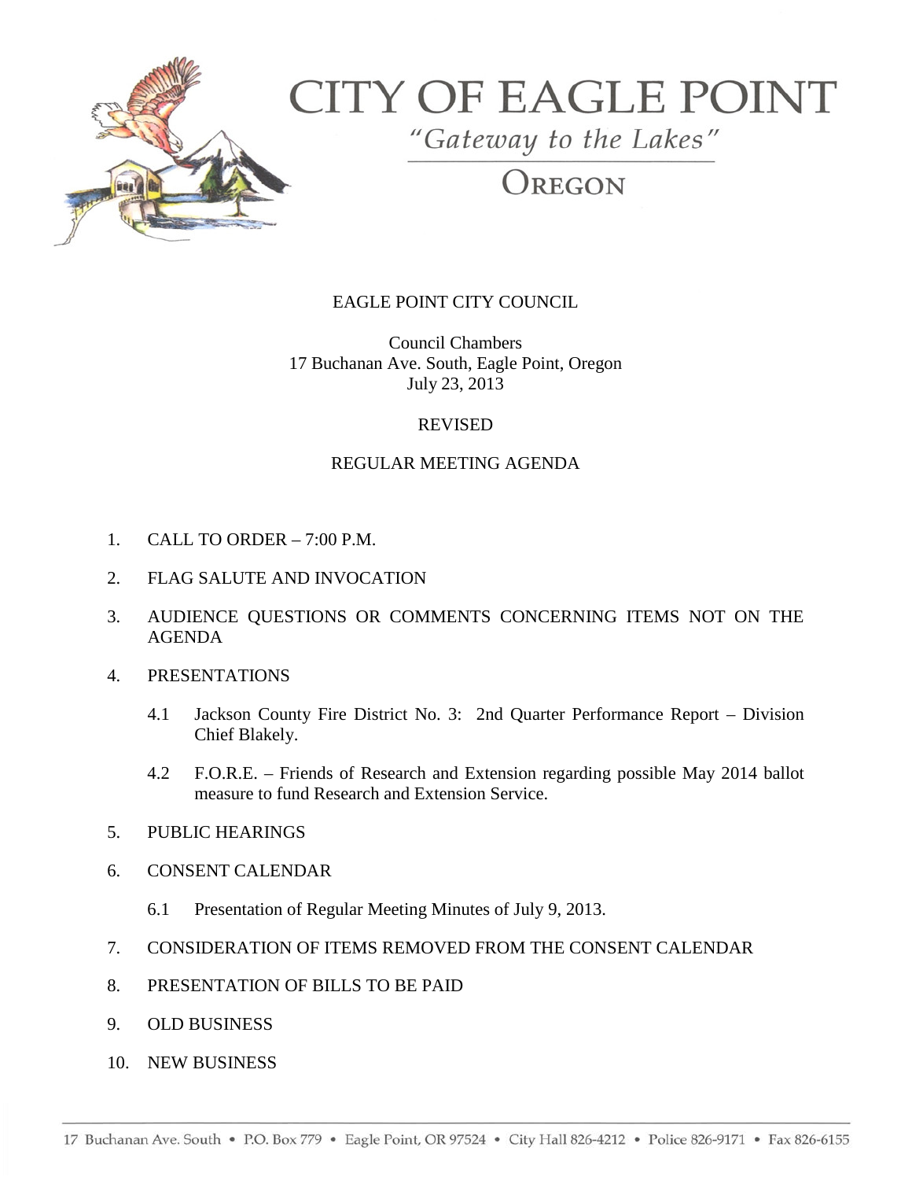# CITY OF EAGLE POINT

*"Gateway to the Lakes"*

OREGON

EAGLE POINT CITY COUNCIL

Council Chambers
17 Buchanan Ave. South, Eagle Point, Oregon
July 23, 2013

REVISED

REGULAR MEETING AGENDA

1. CALL TO ORDER – 7:00 P.M.

2. FLAG SALUTE AND INVOCATION

3. AUDIENCE QUESTIONS OR COMMENTS CONCERNING ITEMS NOT ON THE AGENDA

4. PRESENTATIONS

   4.1 Jackson County Fire District No. 3: 2nd Quarter Performance Report – Division Chief Blakely.

   4.2 F.O.R.E. – Friends of Research and Extension regarding possible May 2014 ballot measure to fund Research and Extension Service.

5. PUBLIC HEARINGS

6. CONSENT CALENDAR

   6.1 Presentation of Regular Meeting Minutes of July 9, 2013.

7. CONSIDERATION OF ITEMS REMOVED FROM THE CONSENT CALENDAR

8. PRESENTATION OF BILLS TO BE PAID

9. OLD BUSINESS

10. NEW BUSINESS

17 Buchanan Ave. South • P.O. Box 779 • Eagle Point, OR 97524 • City Hall 826-4212 • Police 826-9171 • Fax 826-6155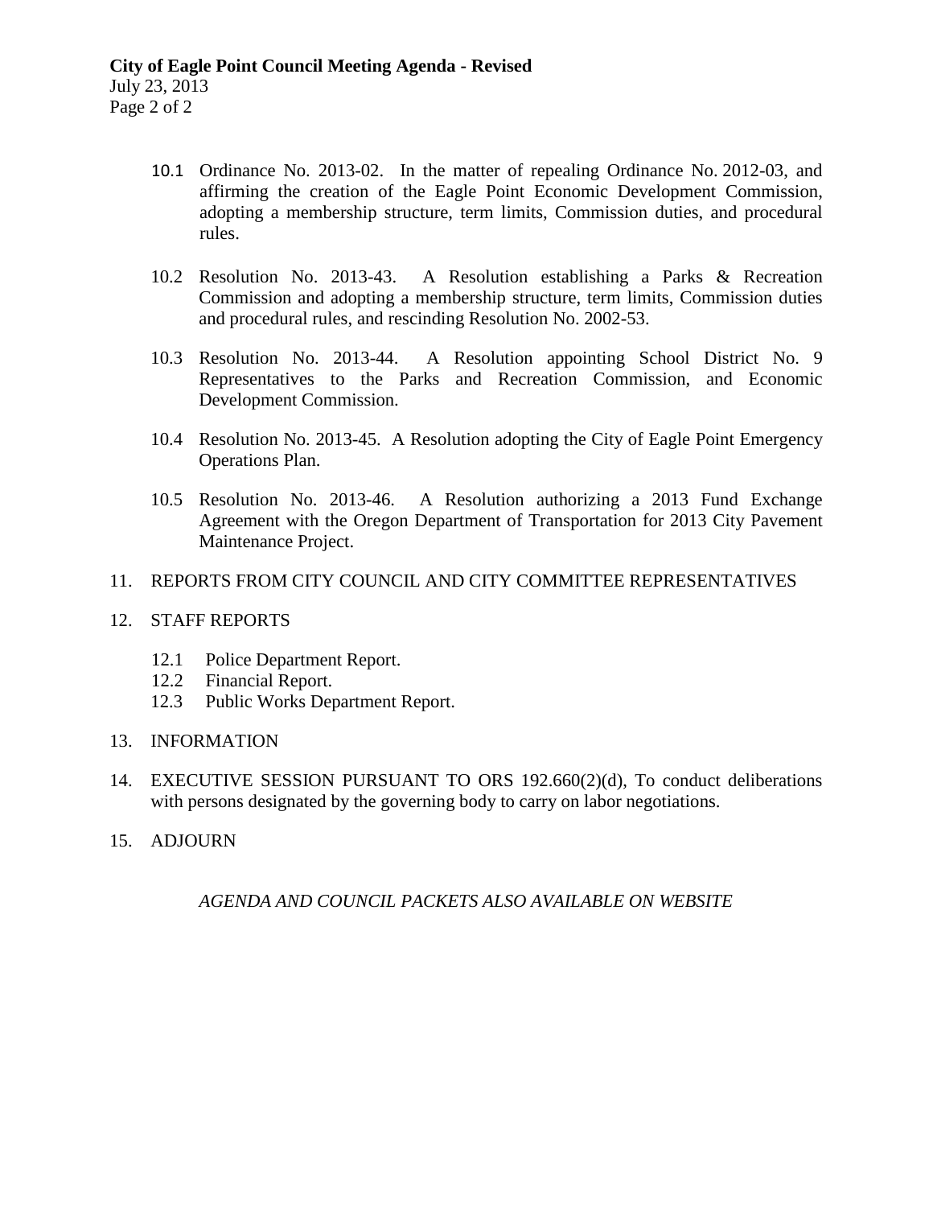10.1 Ordinance No. 2013-02. In the matter of repealing Ordinance No. 2012-03, and affirming the creation of the Eagle Point Economic Development Commission, adopting a membership structure, term limits, Commission duties, and procedural rules.

10.2 Resolution No. 2013-43. A Resolution establishing a Parks & Recreation Commission and adopting a membership structure, term limits, Commission duties and procedural rules, and rescinding Resolution No. 2002-53.

10.3 Resolution No. 2013-44. A Resolution appointing School District No. 9 Representatives to the Parks and Recreation Commission, and Economic Development Commission.

10.4 Resolution No. 2013-45. A Resolution adopting the City of Eagle Point Emergency Operations Plan.

10.5 Resolution No. 2013-46. A Resolution authorizing a 2013 Fund Exchange Agreement with the Oregon Department of Transportation for 2013 City Pavement Maintenance Project.

11. REPORTS FROM CITY COUNCIL AND CITY COMMITTEE REPRESENTATIVES

12. STAFF REPORTS

12.1 Police Department Report.
12.2 Financial Report.
12.3 Public Works Department Report.

13. INFORMATION

14. EXECUTIVE SESSION PURSUANT TO ORS 192.660(2)(d), To conduct deliberations with persons designated by the governing body to carry on labor negotiations.

15. ADJOURN

*AGENDA AND COUNCIL PACKETS ALSO AVAILABLE ON WEBSITE*